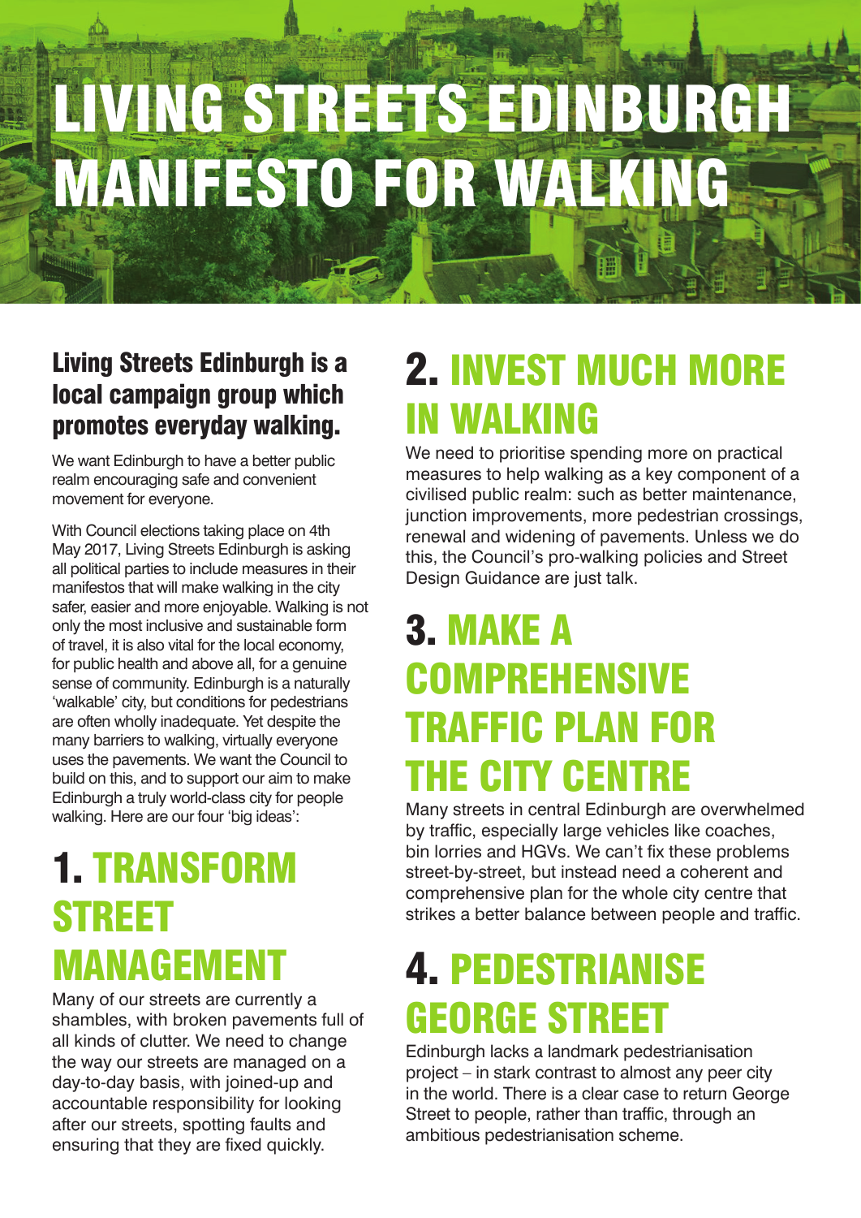# LIVING STREETS EDINBURGH MANIFESTO FOR WALKING

**Living Streets Edinburgh is a local campaign group which promotes everyday walking.**

We want Edinburgh to have a better public realm encouraging safe and convenient movement for everyone.

With Council elections taking place on 4th May 2017, Living Streets Edinburgh is asking all political parties to include measures in their manifestos that will make walking in the city safer, easier and more enjoyable. Walking is not only the most inclusive and sustainable form of travel, it is also vital for the local economy, for public health and above all, for a genuine sense of community. Edinburgh is a naturally 'walkable' city, but conditions for pedestrians are often wholly inadequate. Yet despite the many barriers to walking, virtually everyone uses the pavements. We want the Council to build on this, and to support our aim to make Edinburgh a truly world-class city for people walking. Here are our four 'big ideas':

## 1. TRANSFORM STREET MANAGEMENT

Many of our streets are currently a shambles, with broken pavements full of all kinds of clutter. We need to change the way our streets are managed on a day-to-day basis, with joined-up and accountable responsibility for looking after our streets, spotting faults and ensuring that they are fixed quickly.

## 2. INVEST MUCH MORE IN WALKING

We need to prioritise spending more on practical measures to help walking as a key component of a civilised public realm: such as better maintenance, junction improvements, more pedestrian crossings, renewal and widening of pavements. Unless we do this, the Council's pro-walking policies and Street Design Guidance are just talk.

## 3. MAKE A COMPREHENSIVE TRAFFIC PLAN FOR THE CITY CENTRE

Many streets in central Edinburgh are overwhelmed by traffic, especially large vehicles like coaches, bin lorries and HGVs. We can't fix these problems street-by-street, but instead need a coherent and comprehensive plan for the whole city centre that strikes a better balance between people and traffic.

## 4. PEDESTRIANISE GEORGE STREET

Edinburgh lacks a landmark pedestrianisation project – in stark contrast to almost any peer city in the world. There is a clear case to return George Street to people, rather than traffic, through an ambitious pedestrianisation scheme.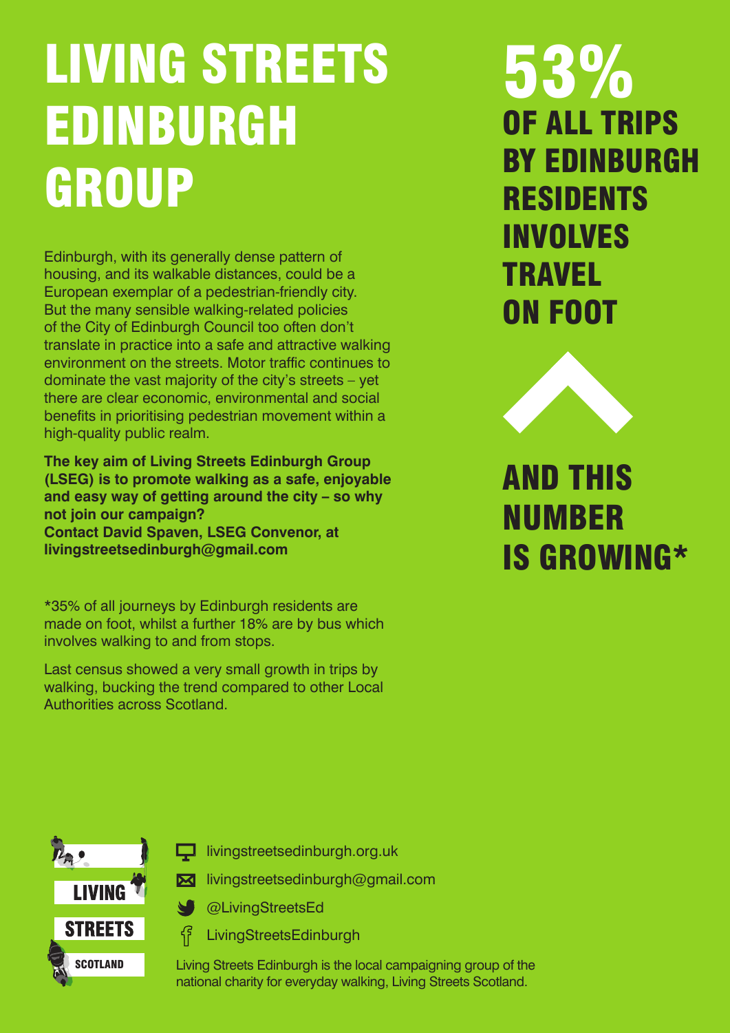# LIVING STREETS EDINBURGH GROUP

Edinburgh, with its generally dense pattern of housing, and its walkable distances, could be a European exemplar of a pedestrian-friendly city. But the many sensible walking-related policies of the City of Edinburgh Council too often don't translate in practice into a safe and attractive walking environment on the streets. Motor traffic continues to dominate the vast majority of the city's streets – yet there are clear economic, environmental and social benefits in prioritising pedestrian movement within a high-quality public realm.

**The key aim of Living Streets Edinburgh Group (LSEG) is to promote walking as a safe, enjoyable and easy way of getting around the city – so why not join our campaign?**
**Contact David Spaven, LSEG Convenor, at livingstreetsedinburgh@gmail.com**

*35% of all journeys by Edinburgh residents are made on foot, whilst a further 18% are by bus which involves walking to and from stops.

Last census showed a very small growth in trips by walking, bucking the trend compared to other Local Authorities across Scotland.

## 53%
## OF ALL TRIPS BY EDINBURGH RESIDENTS INVOLVES TRAVEL ON FOOT

## AND THIS NUMBER IS GROWING*

LIVING STREETS SCOTLAND

- livingstreetsedinburgh.org.uk
- livingstreetsedinburgh@gmail.com
- @LivingStreetsEd
- LivingStreetsEdinburgh

Living Streets Edinburgh is the local campaigning group of the national charity for everyday walking, Living Streets Scotland.